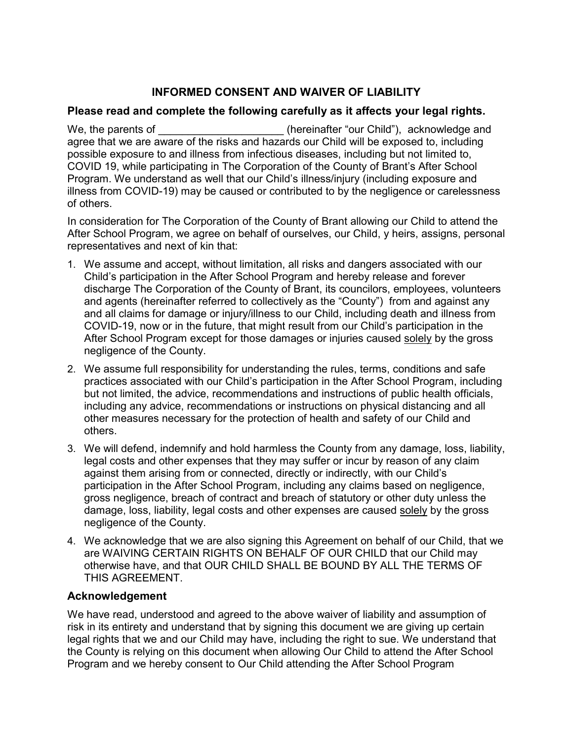# INFORMED CONSENT AND WAIVER OF LIABILITY

**Please read and complete the following carefully as it affects your legal rights.**

We, the parents of _____________________ (hereinafter "our Child"), acknowledge and agree that we are aware of the risks and hazards our Child will be exposed to, including possible exposure to and illness from infectious diseases, including but not limited to, COVID 19, while participating in The Corporation of the County of Brant's After School Program. We understand as well that our Child's illness/injury (including exposure and illness from COVID-19) may be caused or contributed to by the negligence or carelessness of others.

In consideration for The Corporation of the County of Brant allowing our Child to attend the After School Program, we agree on behalf of ourselves, our Child, y heirs, assigns, personal representatives and next of kin that:

1. We assume and accept, without limitation, all risks and dangers associated with our Child's participation in the After School Program and hereby release and forever discharge The Corporation of the County of Brant, its councilors, employees, volunteers and agents (hereinafter referred to collectively as the "County") from and against any and all claims for damage or injury/illness to our Child, including death and illness from COVID-19, now or in the future, that might result from our Child's participation in the After School Program except for those damages or injuries caused solely by the gross negligence of the County.
2. We assume full responsibility for understanding the rules, terms, conditions and safe practices associated with our Child's participation in the After School Program, including but not limited, the advice, recommendations and instructions of public health officials, including any advice, recommendations or instructions on physical distancing and all other measures necessary for the protection of health and safety of our Child and others.
3. We will defend, indemnify and hold harmless the County from any damage, loss, liability, legal costs and other expenses that they may suffer or incur by reason of any claim against them arising from or connected, directly or indirectly, with our Child's participation in the After School Program, including any claims based on negligence, gross negligence, breach of contract and breach of statutory or other duty unless the damage, loss, liability, legal costs and other expenses are caused solely by the gross negligence of the County.
4. We acknowledge that we are also signing this Agreement on behalf of our Child, that we are WAIVING CERTAIN RIGHTS ON BEHALF OF OUR CHILD that our Child may otherwise have, and that OUR CHILD SHALL BE BOUND BY ALL THE TERMS OF THIS AGREEMENT.

## Acknowledgement

We have read, understood and agreed to the above waiver of liability and assumption of risk in its entirety and understand that by signing this document we are giving up certain legal rights that we and our Child may have, including the right to sue. We understand that the County is relying on this document when allowing Our Child to attend the After School Program and we hereby consent to Our Child attending the After School Program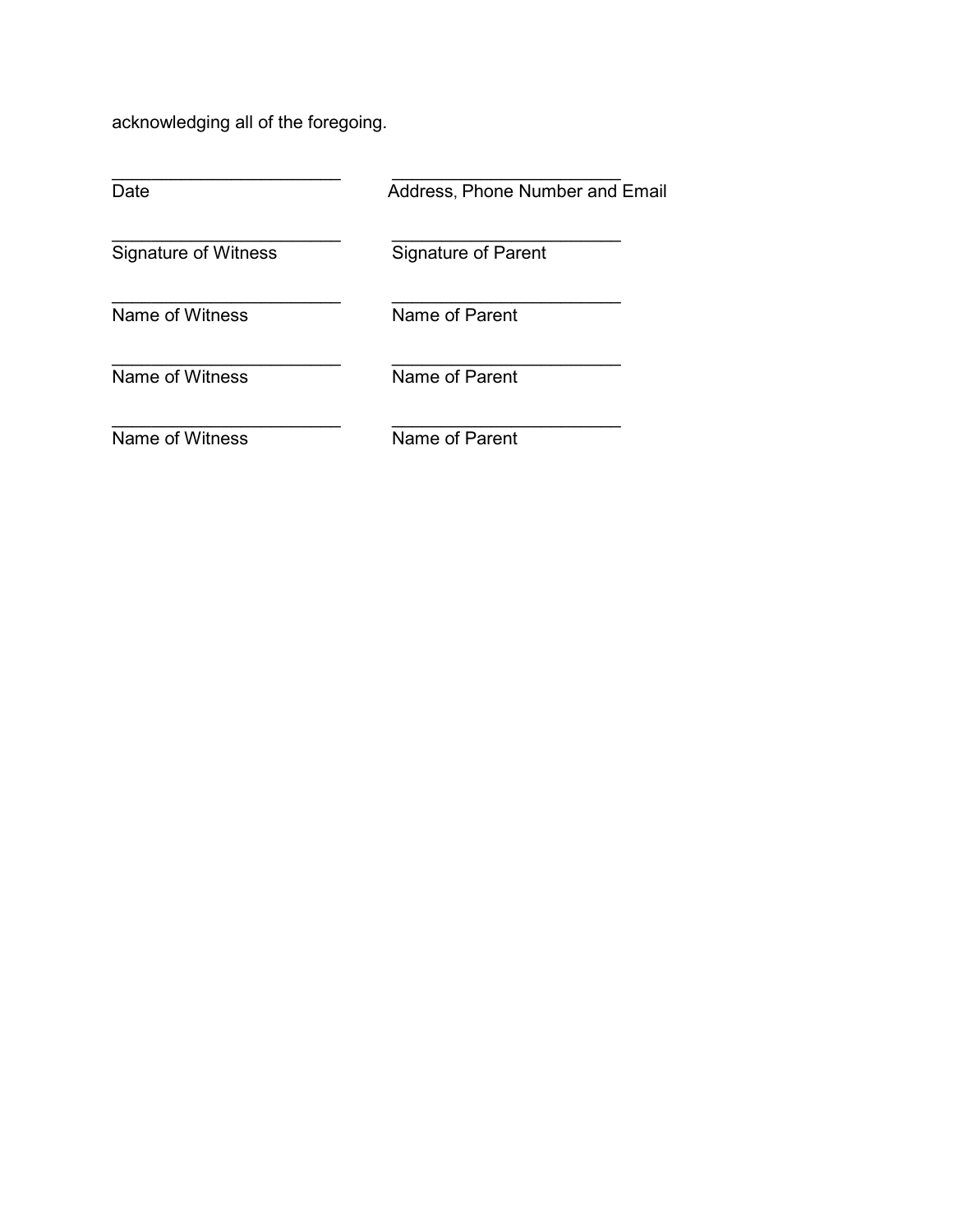acknowledging all of the foregoing.

| | |
|---|---|
| ______________________ | ______________________ |
| Date | Address, Phone Number and Email |
| ______________________ | ______________________ |
| Signature of Witness | Signature of Parent |
| ______________________ | ______________________ |
| Name of Witness | Name of Parent |
| ______________________ | ______________________ |
| Name of Witness | Name of Parent |
| ______________________ | ______________________ |
| Name of Witness | Name of Parent |